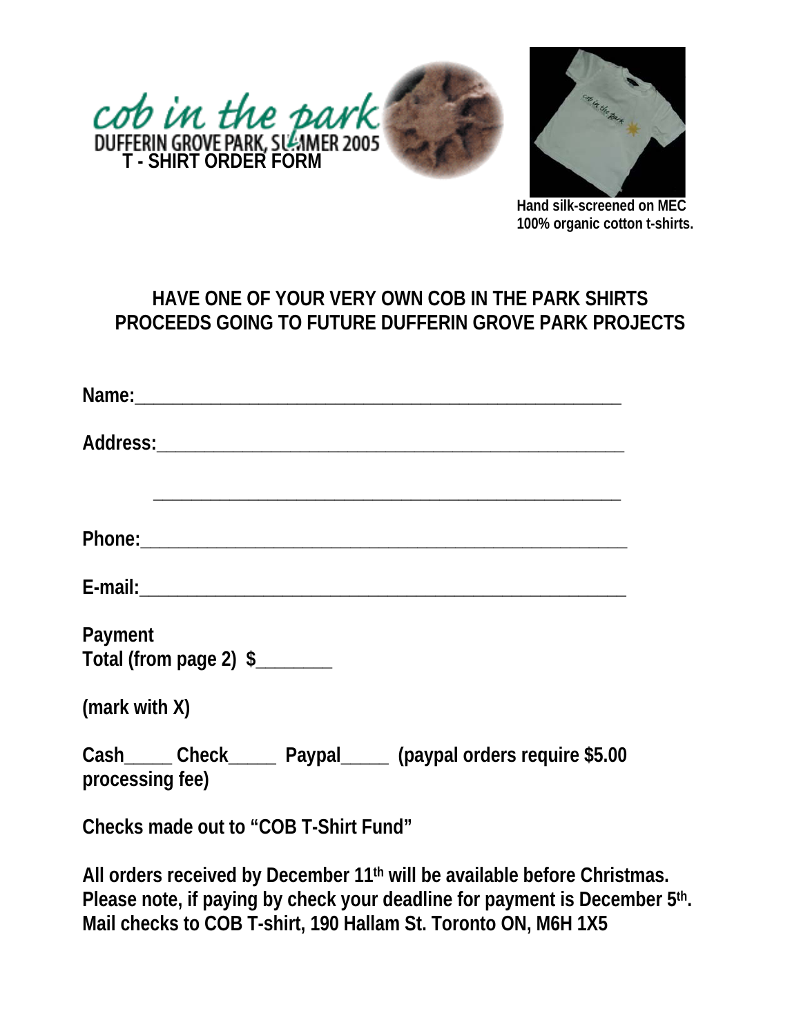cob in the park

DUFFERIN GROVE PARK, SUMMER 2005

**T - SHIRT ORDER FORM**

**Hand silk-screened on MEC 100% organic cotton t-shirts.**

## HAVE ONE OF YOUR VERY OWN COB IN THE PARK SHIRTS PROCEEDS GOING TO FUTURE DUFFERIN GROVE PARK PROJECTS

**Name:**______________________________________________________

**Address:**____________________________________________________

______________________________________________________

**Phone:**______________________________________________________

**E-mail:**_____________________________________________________

**Payment**
**Total (from page 2) $________**

**(mark with X)**

**Cash_____ Check_____ Paypal_____ (paypal orders require $5.00 processing fee)**

**Checks made out to "COB T-Shirt Fund"**

**All orders received by December 11th will be available before Christmas. Please note, if paying by check your deadline for payment is December 5th. Mail checks to COB T-shirt, 190 Hallam St. Toronto ON, M6H 1X5**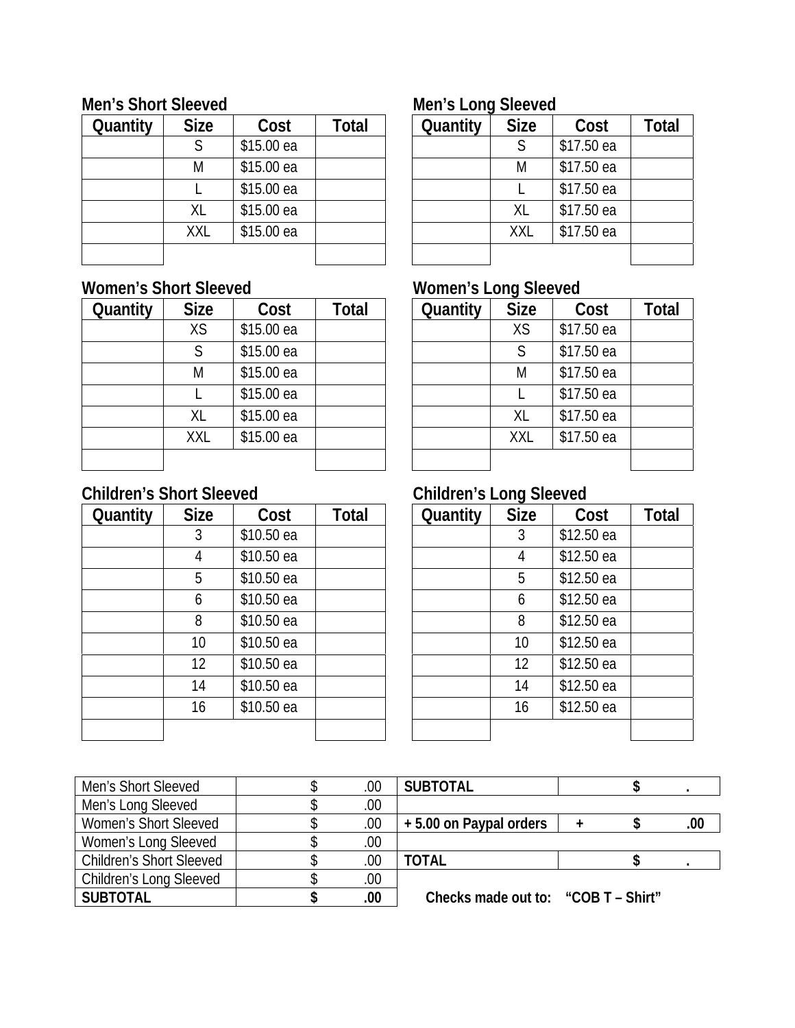**Men's Short Sleeved**

| Quantity | Size | Cost | Total |
|---|---|---|---|
| | S | $15.00 ea | |
| | M | $15.00 ea | |
| | L | $15.00 ea | |
| | XL | $15.00 ea | |
| | XXL | $15.00 ea | |
| | | | |

**Men's Long Sleeved**

| Quantity | Size | Cost | Total |
|---|---|---|---|
| | S | $17.50 ea | |
| | M | $17.50 ea | |
| | L | $17.50 ea | |
| | XL | $17.50 ea | |
| | XXL | $17.50 ea | |
| | | | |

**Women's Short Sleeved**

| Quantity | Size | Cost | Total |
|---|---|---|---|
| | XS | $15.00 ea | |
| | S | $15.00 ea | |
| | M | $15.00 ea | |
| | L | $15.00 ea | |
| | XL | $15.00 ea | |
| | XXL | $15.00 ea | |
| | | | |

**Women's Long Sleeved**

| Quantity | Size | Cost | Total |
|---|---|---|---|
| | XS | $17.50 ea | |
| | S | $17.50 ea | |
| | M | $17.50 ea | |
| | L | $17.50 ea | |
| | XL | $17.50 ea | |
| | XXL | $17.50 ea | |
| | | | |

**Children's Short Sleeved**

| Quantity | Size | Cost | Total |
|---|---|---|---|
| | 3 | $10.50 ea | |
| | 4 | $10.50 ea | |
| | 5 | $10.50 ea | |
| | 6 | $10.50 ea | |
| | 8 | $10.50 ea | |
| | 10 | $10.50 ea | |
| | 12 | $10.50 ea | |
| | 14 | $10.50 ea | |
| | 16 | $10.50 ea | |
| | | | |

**Children's Long Sleeved**

| Quantity | Size | Cost | Total |
|---|---|---|---|
| | 3 | $12.50 ea | |
| | 4 | $12.50 ea | |
| | 5 | $12.50 ea | |
| | 6 | $12.50 ea | |
| | 8 | $12.50 ea | |
| | 10 | $12.50 ea | |
| | 12 | $12.50 ea | |
| | 14 | $12.50 ea | |
| | 16 | $12.50 ea | |
| | | | |

| | | |
|---|---|---|
| Men's Short Sleeved | $ | .00 |
| Men's Long Sleeved | $ | .00 |
| Women's Short Sleeved | $ | .00 |
| Women's Long Sleeved | $ | .00 |
| Children's Short Sleeved | $ | .00 |
| Children's Long Sleeved | $ | .00 |
| **SUBTOTAL** | **$** | **.00** |

| | | | |
|---|---|---|---|
| **SUBTOTAL** | | **$** | **.** |
| **+ 5.00 on Paypal orders** | **+** | **$** | **.00** |
| **TOTAL** | | **$** | **.** |

**Checks made out to: "COB T – Shirt"**